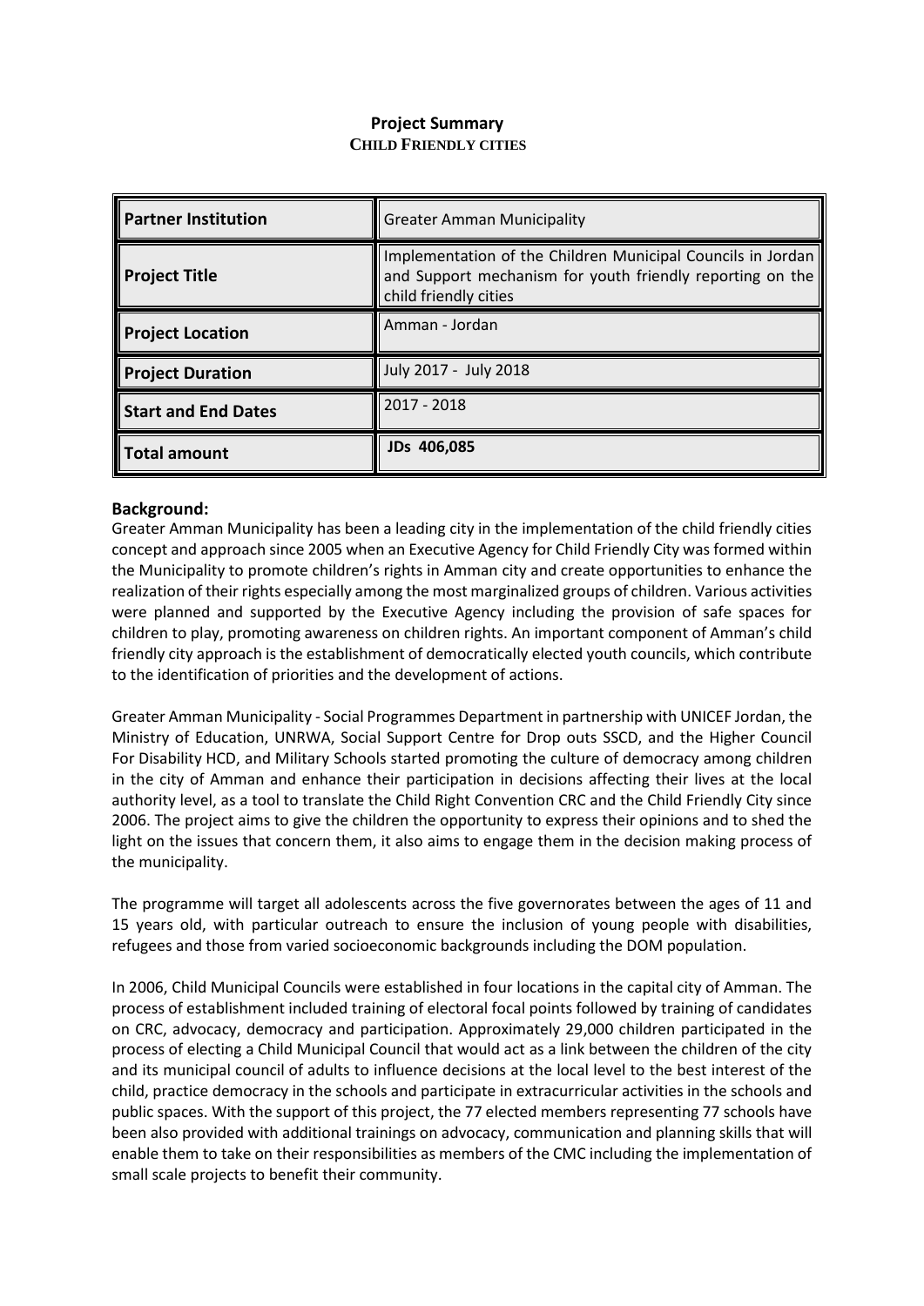# Project Summary

## CHILD FRIENDLY CITIES

| Partner Institution | Greater Amman Municipality |
|---|---|
| Project Title | Implementation of the Children Municipal Councils in Jordan and Support mechanism for youth friendly reporting on the child friendly cities |
| Project Location | Amman - Jordan |
| Project Duration | July 2017 - July 2018 |
| Start and End Dates | 2017 - 2018 |
| Total amount | **JDs 406,085** |

### Background:

Greater Amman Municipality has been a leading city in the implementation of the child friendly cities concept and approach since 2005 when an Executive Agency for Child Friendly City was formed within the Municipality to promote children's rights in Amman city and create opportunities to enhance the realization of their rights especially among the most marginalized groups of children. Various activities were planned and supported by the Executive Agency including the provision of safe spaces for children to play, promoting awareness on children rights. An important component of Amman's child friendly city approach is the establishment of democratically elected youth councils, which contribute to the identification of priorities and the development of actions.

Greater Amman Municipality - Social Programmes Department in partnership with UNICEF Jordan, the Ministry of Education, UNRWA, Social Support Centre for Drop outs SSCD, and the Higher Council For Disability HCD, and Military Schools started promoting the culture of democracy among children in the city of Amman and enhance their participation in decisions affecting their lives at the local authority level, as a tool to translate the Child Right Convention CRC and the Child Friendly City since 2006. The project aims to give the children the opportunity to express their opinions and to shed the light on the issues that concern them, it also aims to engage them in the decision making process of the municipality.

The programme will target all adolescents across the five governorates between the ages of 11 and 15 years old, with particular outreach to ensure the inclusion of young people with disabilities, refugees and those from varied socioeconomic backgrounds including the DOM population.

In 2006, Child Municipal Councils were established in four locations in the capital city of Amman. The process of establishment included training of electoral focal points followed by training of candidates on CRC, advocacy, democracy and participation. Approximately 29,000 children participated in the process of electing a Child Municipal Council that would act as a link between the children of the city and its municipal council of adults to influence decisions at the local level to the best interest of the child, practice democracy in the schools and participate in extracurricular activities in the schools and public spaces. With the support of this project, the 77 elected members representing 77 schools have been also provided with additional trainings on advocacy, communication and planning skills that will enable them to take on their responsibilities as members of the CMC including the implementation of small scale projects to benefit their community.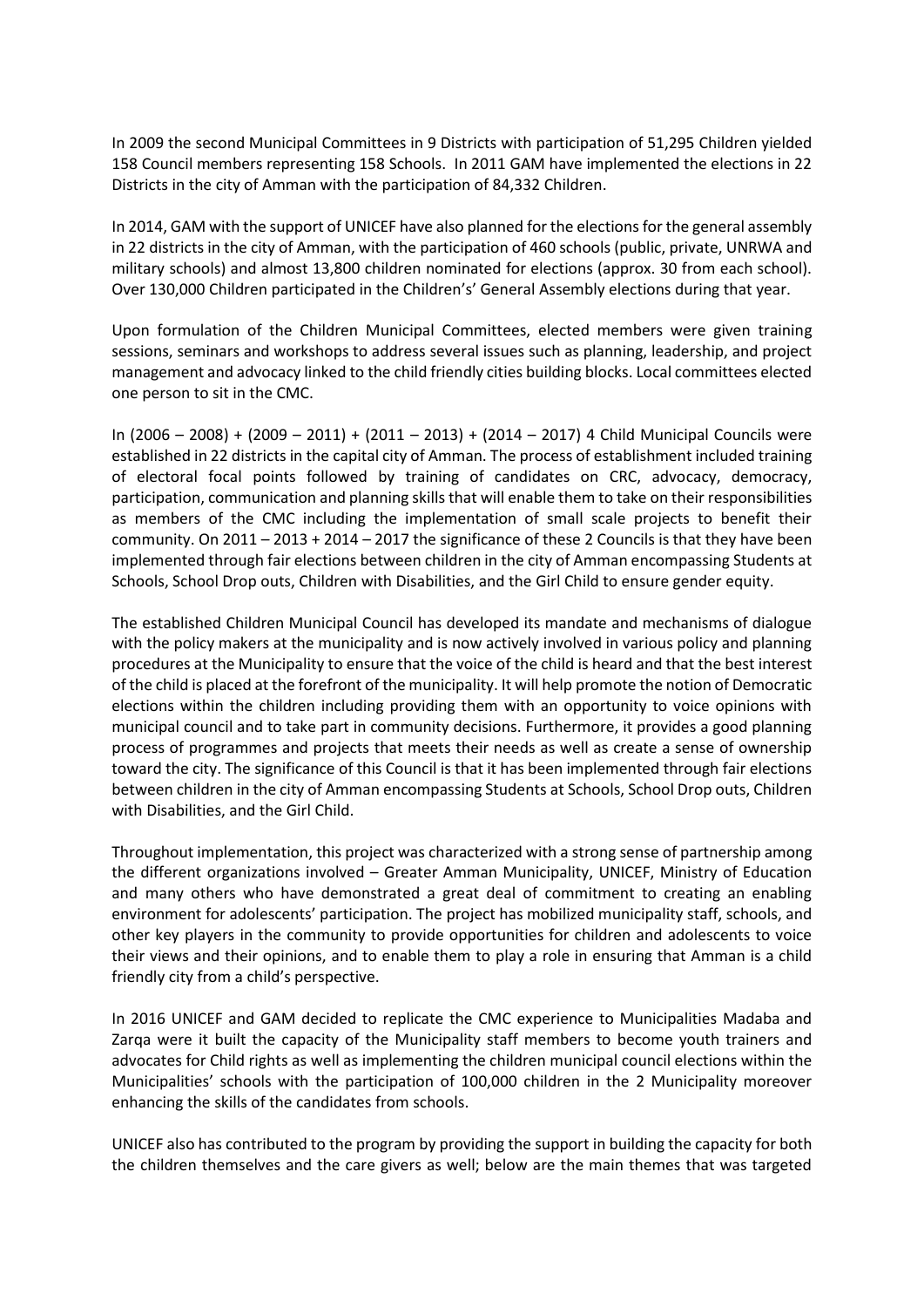In 2009 the second Municipal Committees in 9 Districts with participation of 51,295 Children yielded 158 Council members representing 158 Schools. In 2011 GAM have implemented the elections in 22 Districts in the city of Amman with the participation of 84,332 Children.

In 2014, GAM with the support of UNICEF have also planned for the elections for the general assembly in 22 districts in the city of Amman, with the participation of 460 schools (public, private, UNRWA and military schools) and almost 13,800 children nominated for elections (approx. 30 from each school). Over 130,000 Children participated in the Children's' General Assembly elections during that year.

Upon formulation of the Children Municipal Committees, elected members were given training sessions, seminars and workshops to address several issues such as planning, leadership, and project management and advocacy linked to the child friendly cities building blocks. Local committees elected one person to sit in the CMC.

In (2006 – 2008) + (2009 – 2011) + (2011 – 2013) + (2014 – 2017) 4 Child Municipal Councils were established in 22 districts in the capital city of Amman. The process of establishment included training of electoral focal points followed by training of candidates on CRC, advocacy, democracy, participation, communication and planning skills that will enable them to take on their responsibilities as members of the CMC including the implementation of small scale projects to benefit their community. On 2011 – 2013 + 2014 – 2017 the significance of these 2 Councils is that they have been implemented through fair elections between children in the city of Amman encompassing Students at Schools, School Drop outs, Children with Disabilities, and the Girl Child to ensure gender equity.

The established Children Municipal Council has developed its mandate and mechanisms of dialogue with the policy makers at the municipality and is now actively involved in various policy and planning procedures at the Municipality to ensure that the voice of the child is heard and that the best interest of the child is placed at the forefront of the municipality. It will help promote the notion of Democratic elections within the children including providing them with an opportunity to voice opinions with municipal council and to take part in community decisions. Furthermore, it provides a good planning process of programmes and projects that meets their needs as well as create a sense of ownership toward the city. The significance of this Council is that it has been implemented through fair elections between children in the city of Amman encompassing Students at Schools, School Drop outs, Children with Disabilities, and the Girl Child.

Throughout implementation, this project was characterized with a strong sense of partnership among the different organizations involved – Greater Amman Municipality, UNICEF, Ministry of Education and many others who have demonstrated a great deal of commitment to creating an enabling environment for adolescents' participation. The project has mobilized municipality staff, schools, and other key players in the community to provide opportunities for children and adolescents to voice their views and their opinions, and to enable them to play a role in ensuring that Amman is a child friendly city from a child's perspective.

In 2016 UNICEF and GAM decided to replicate the CMC experience to Municipalities Madaba and Zarqa were it built the capacity of the Municipality staff members to become youth trainers and advocates for Child rights as well as implementing the children municipal council elections within the Municipalities' schools with the participation of 100,000 children in the 2 Municipality moreover enhancing the skills of the candidates from schools.

UNICEF also has contributed to the program by providing the support in building the capacity for both the children themselves and the care givers as well; below are the main themes that was targeted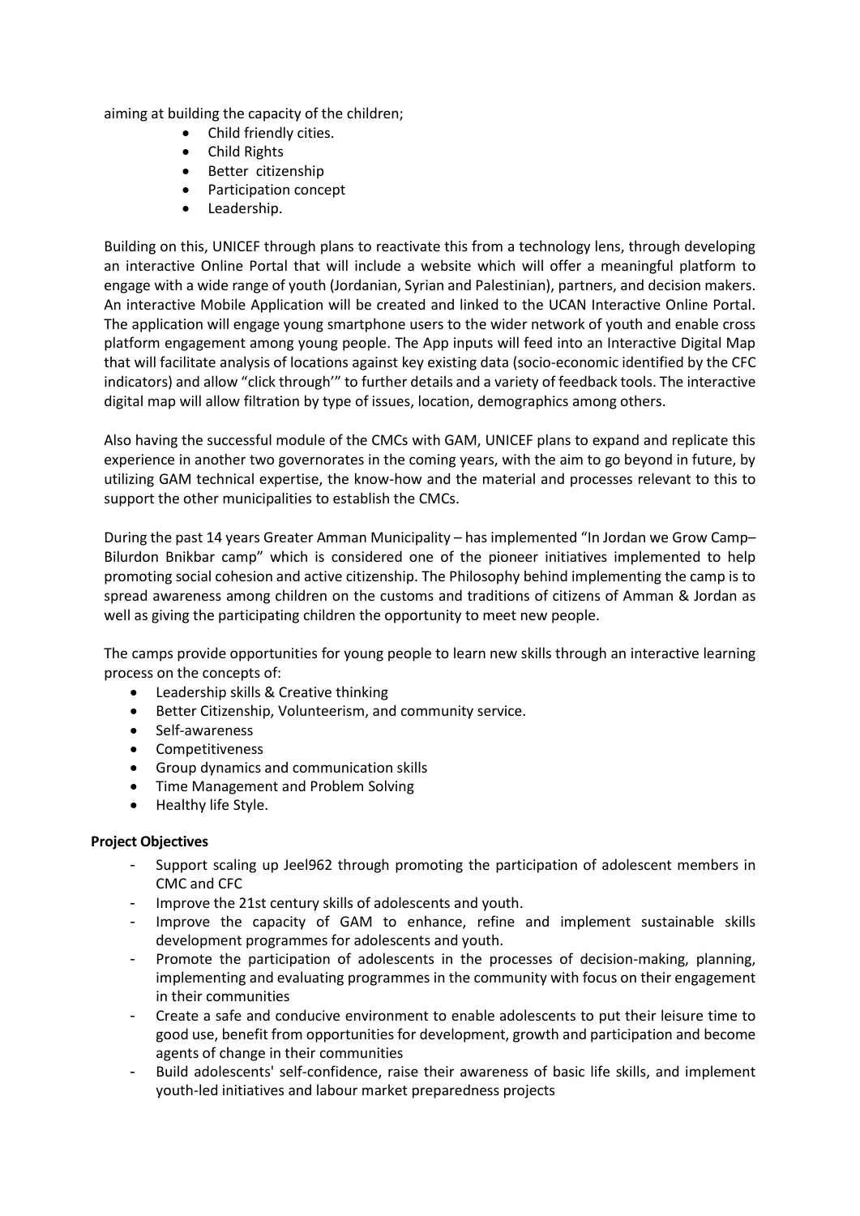aiming at building the capacity of the children;

- Child friendly cities.
- Child Rights
- Better citizenship
- Participation concept
- Leadership.

Building on this, UNICEF through plans to reactivate this from a technology lens, through developing an interactive Online Portal that will include a website which will offer a meaningful platform to engage with a wide range of youth (Jordanian, Syrian and Palestinian), partners, and decision makers. An interactive Mobile Application will be created and linked to the UCAN Interactive Online Portal. The application will engage young smartphone users to the wider network of youth and enable cross platform engagement among young people. The App inputs will feed into an Interactive Digital Map that will facilitate analysis of locations against key existing data (socio-economic identified by the CFC indicators) and allow "click through'" to further details and a variety of feedback tools. The interactive digital map will allow filtration by type of issues, location, demographics among others.

Also having the successful module of the CMCs with GAM, UNICEF plans to expand and replicate this experience in another two governorates in the coming years, with the aim to go beyond in future, by utilizing GAM technical expertise, the know-how and the material and processes relevant to this to support the other municipalities to establish the CMCs.

During the past 14 years Greater Amman Municipality – has implemented "In Jordan we Grow Camp– Bilurdon Bnikbar camp" which is considered one of the pioneer initiatives implemented to help promoting social cohesion and active citizenship. The Philosophy behind implementing the camp is to spread awareness among children on the customs and traditions of citizens of Amman & Jordan as well as giving the participating children the opportunity to meet new people.

The camps provide opportunities for young people to learn new skills through an interactive learning process on the concepts of:

- Leadership skills & Creative thinking
- Better Citizenship, Volunteerism, and community service.
- Self-awareness
- Competitiveness
- Group dynamics and communication skills
- Time Management and Problem Solving
- Healthy life Style.

**Project Objectives**

- Support scaling up Jeel962 through promoting the participation of adolescent members in CMC and CFC
- Improve the 21st century skills of adolescents and youth.
- Improve the capacity of GAM to enhance, refine and implement sustainable skills development programmes for adolescents and youth.
- Promote the participation of adolescents in the processes of decision-making, planning, implementing and evaluating programmes in the community with focus on their engagement in their communities
- Create a safe and conducive environment to enable adolescents to put their leisure time to good use, benefit from opportunities for development, growth and participation and become agents of change in their communities
- Build adolescents' self-confidence, raise their awareness of basic life skills, and implement youth-led initiatives and labour market preparedness projects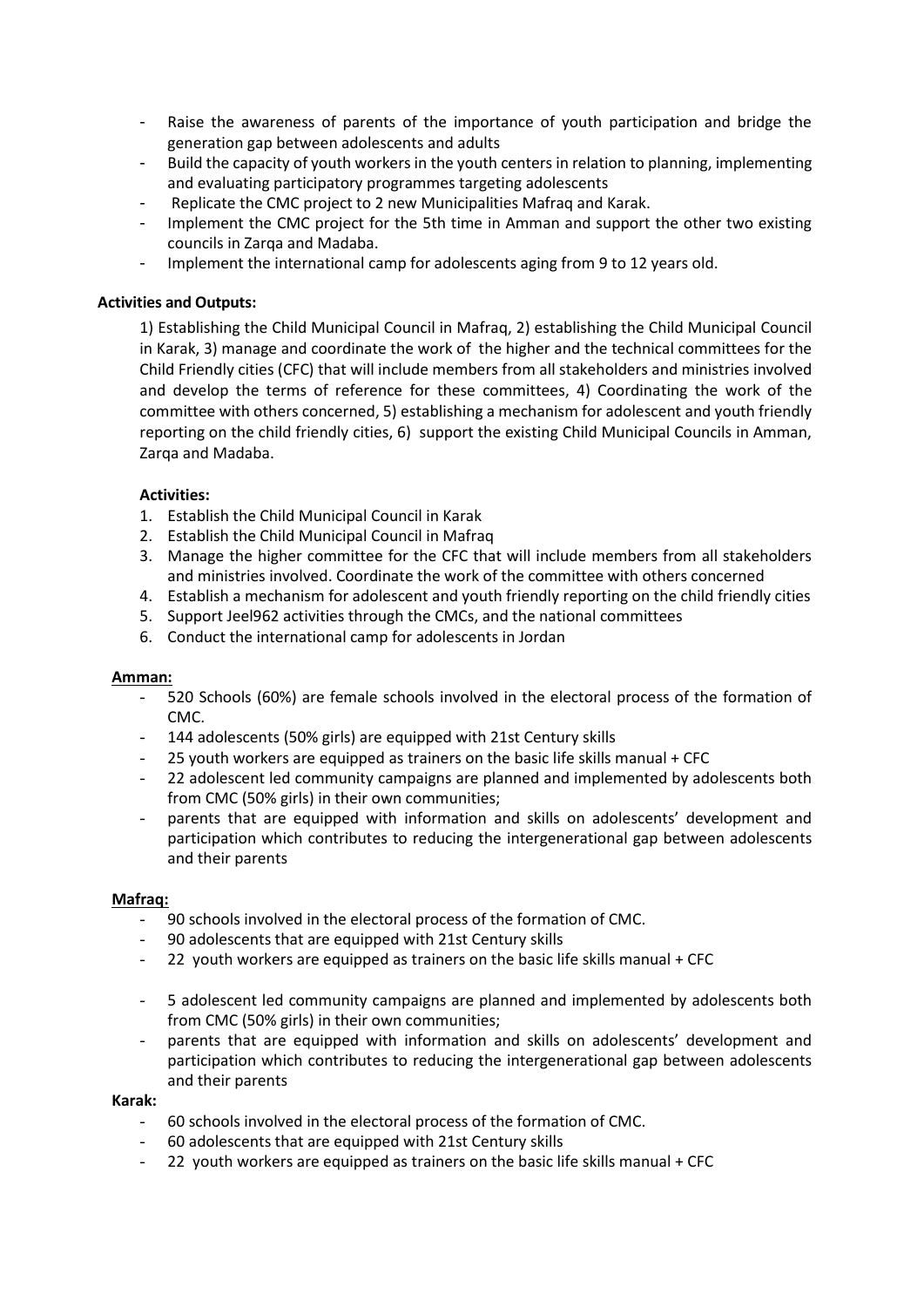- Raise the awareness of parents of the importance of youth participation and bridge the generation gap between adolescents and adults
- Build the capacity of youth workers in the youth centers in relation to planning, implementing and evaluating participatory programmes targeting adolescents
- Replicate the CMC project to 2 new Municipalities Mafraq and Karak.
- Implement the CMC project for the 5th time in Amman and support the other two existing councils in Zarqa and Madaba.
- Implement the international camp for adolescents aging from 9 to 12 years old.

**Activities and Outputs:**

1) Establishing the Child Municipal Council in Mafraq, 2) establishing the Child Municipal Council in Karak, 3) manage and coordinate the work of the higher and the technical committees for the Child Friendly cities (CFC) that will include members from all stakeholders and ministries involved and develop the terms of reference for these committees, 4) Coordinating the work of the committee with others concerned, 5) establishing a mechanism for adolescent and youth friendly reporting on the child friendly cities, 6) support the existing Child Municipal Councils in Amman, Zarqa and Madaba.

**Activities:**

1. Establish the Child Municipal Council in Karak
2. Establish the Child Municipal Council in Mafraq
3. Manage the higher committee for the CFC that will include members from all stakeholders and ministries involved. Coordinate the work of the committee with others concerned
4. Establish a mechanism for adolescent and youth friendly reporting on the child friendly cities
5. Support Jeel962 activities through the CMCs, and the national committees
6. Conduct the international camp for adolescents in Jordan

**Amman:**

- 520 Schools (60%) are female schools involved in the electoral process of the formation of CMC.
- 144 adolescents (50% girls) are equipped with 21st Century skills
- 25 youth workers are equipped as trainers on the basic life skills manual + CFC
- 22 adolescent led community campaigns are planned and implemented by adolescents both from CMC (50% girls) in their own communities;
- parents that are equipped with information and skills on adolescents' development and participation which contributes to reducing the intergenerational gap between adolescents and their parents

**Mafraq:**

- 90 schools involved in the electoral process of the formation of CMC.
- 90 adolescents that are equipped with 21st Century skills
- 22 youth workers are equipped as trainers on the basic life skills manual + CFC
- 5 adolescent led community campaigns are planned and implemented by adolescents both from CMC (50% girls) in their own communities;
- parents that are equipped with information and skills on adolescents' development and participation which contributes to reducing the intergenerational gap between adolescents and their parents

**Karak:**

- 60 schools involved in the electoral process of the formation of CMC.
- 60 adolescents that are equipped with 21st Century skills
- 22 youth workers are equipped as trainers on the basic life skills manual + CFC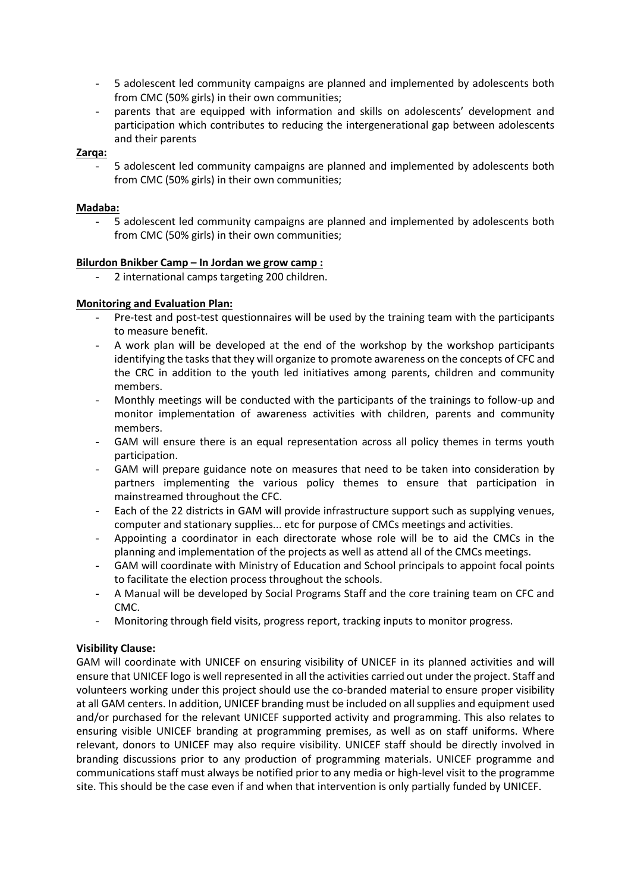- 5 adolescent led community campaigns are planned and implemented by adolescents both from CMC (50% girls) in their own communities;
- parents that are equipped with information and skills on adolescents' development and participation which contributes to reducing the intergenerational gap between adolescents and their parents

**Zarqa:**

- 5 adolescent led community campaigns are planned and implemented by adolescents both from CMC (50% girls) in their own communities;

**Madaba:**

- 5 adolescent led community campaigns are planned and implemented by adolescents both from CMC (50% girls) in their own communities;

**Bilurdon Bnikber Camp – In Jordan we grow camp :**

- 2 international camps targeting 200 children.

**Monitoring and Evaluation Plan:**

- Pre-test and post-test questionnaires will be used by the training team with the participants to measure benefit.
- A work plan will be developed at the end of the workshop by the workshop participants identifying the tasks that they will organize to promote awareness on the concepts of CFC and the CRC in addition to the youth led initiatives among parents, children and community members.
- Monthly meetings will be conducted with the participants of the trainings to follow-up and monitor implementation of awareness activities with children, parents and community members.
- GAM will ensure there is an equal representation across all policy themes in terms youth participation.
- GAM will prepare guidance note on measures that need to be taken into consideration by partners implementing the various policy themes to ensure that participation in mainstreamed throughout the CFC.
- Each of the 22 districts in GAM will provide infrastructure support such as supplying venues, computer and stationary supplies... etc for purpose of CMCs meetings and activities.
- Appointing a coordinator in each directorate whose role will be to aid the CMCs in the planning and implementation of the projects as well as attend all of the CMCs meetings.
- GAM will coordinate with Ministry of Education and School principals to appoint focal points to facilitate the election process throughout the schools.
- A Manual will be developed by Social Programs Staff and the core training team on CFC and CMC.
- Monitoring through field visits, progress report, tracking inputs to monitor progress.

**Visibility Clause:**

GAM will coordinate with UNICEF on ensuring visibility of UNICEF in its planned activities and will ensure that UNICEF logo is well represented in all the activities carried out under the project. Staff and volunteers working under this project should use the co-branded material to ensure proper visibility at all GAM centers. In addition, UNICEF branding must be included on all supplies and equipment used and/or purchased for the relevant UNICEF supported activity and programming. This also relates to ensuring visible UNICEF branding at programming premises, as well as on staff uniforms. Where relevant, donors to UNICEF may also require visibility. UNICEF staff should be directly involved in branding discussions prior to any production of programming materials. UNICEF programme and communications staff must always be notified prior to any media or high-level visit to the programme site. This should be the case even if and when that intervention is only partially funded by UNICEF.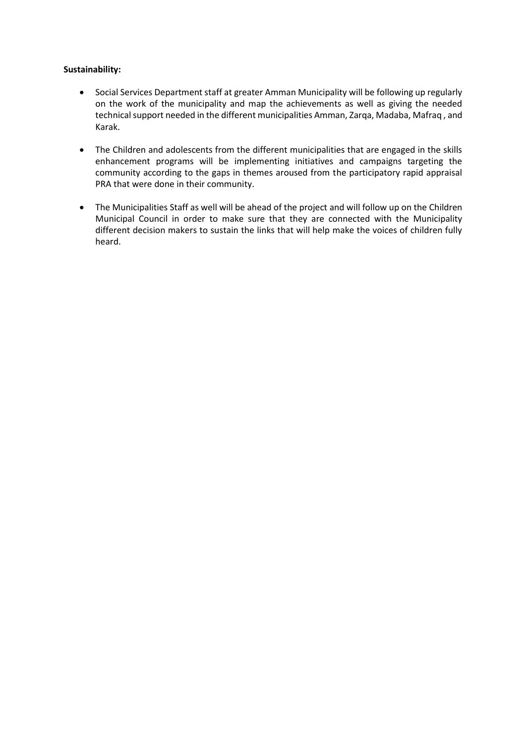**Sustainability:**

- Social Services Department staff at greater Amman Municipality will be following up regularly on the work of the municipality and map the achievements as well as giving the needed technical support needed in the different municipalities Amman, Zarqa, Madaba, Mafraq , and Karak.

- The Children and adolescents from the different municipalities that are engaged in the skills enhancement programs will be implementing initiatives and campaigns targeting the community according to the gaps in themes aroused from the participatory rapid appraisal PRA that were done in their community.

- The Municipalities Staff as well will be ahead of the project and will follow up on the Children Municipal Council in order to make sure that they are connected with the Municipality different decision makers to sustain the links that will help make the voices of children fully heard.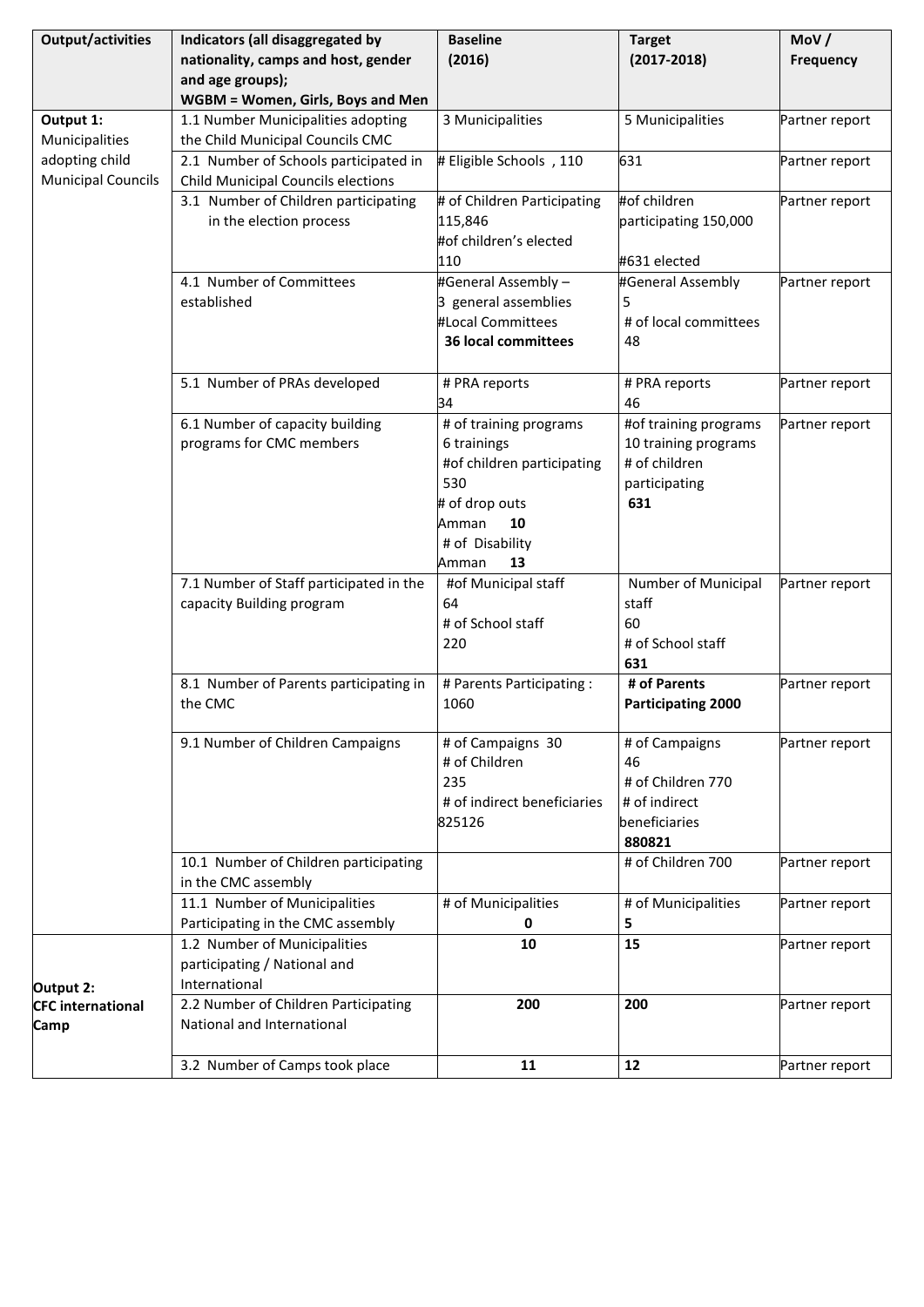| Output/activities | Indicators (all disaggregated by nationality, camps and host, gender and age groups); **WGBM = Women, Girls, Boys and Men** | Baseline (2016) | Target (2017-2018) | MoV / Frequency |
|---|---|---|---|---|
| **Output 1:** Municipalities adopting child Municipal Councils | 1.1 Number Municipalities adopting the Child Municipal Councils CMC | 3 Municipalities | 5 Municipalities | Partner report |
| | 2.1 Number of Schools participated in Child Municipal Councils elections | # Eligible Schools , 110 | 631 | Partner report |
| | 3.1 Number of Children participating in the election process | # of Children Participating 115,846<br>#of children's elected 110 | #of children participating 150,000<br>#631 elected | Partner report |
| | 4.1 Number of Committees established | #General Assembly – 3 general assemblies<br>#Local Committees **36 local committees** | #General Assembly 5<br># of local committees 48 | Partner report |
| | 5.1 Number of PRAs developed | # PRA reports 34 | # PRA reports 46 | Partner report |
| | 6.1 Number of capacity building programs for CMC members | # of training programs 6 trainings<br>#of children participating 530<br># of drop outs Amman **10**<br># of Disability Amman **13** | #of training programs 10 training programs<br># of children participating **631** | Partner report |
| | 7.1 Number of Staff participated in the capacity Building program | #of Municipal staff 64<br># of School staff 220 | Number of Municipal staff 60<br># of School staff **631** | Partner report |
| | 8.1 Number of Parents participating in the CMC | # Parents Participating : 1060 | **# of Parents Participating 2000** | Partner report |
| | 9.1 Number of Children Campaigns | # of Campaigns 30<br># of Children 235<br># of indirect beneficiaries 825126 | # of Campaigns 46<br># of Children 770<br># of indirect beneficiaries **880821** | Partner report |
| | 10.1 Number of Children participating in the CMC assembly | | # of Children 700 | Partner report |
| | 11.1 Number of Municipalities Participating in the CMC assembly | # of Municipalities **0** | # of Municipalities **5** | Partner report |
| **Output 2: CFC international Camp** | 1.2 Number of Municipalities participating / National and International | **10** | **15** | Partner report |
| | 2.2 Number of Children Participating National and International | **200** | **200** | Partner report |
| | 3.2 Number of Camps took place | **11** | **12** | Partner report |